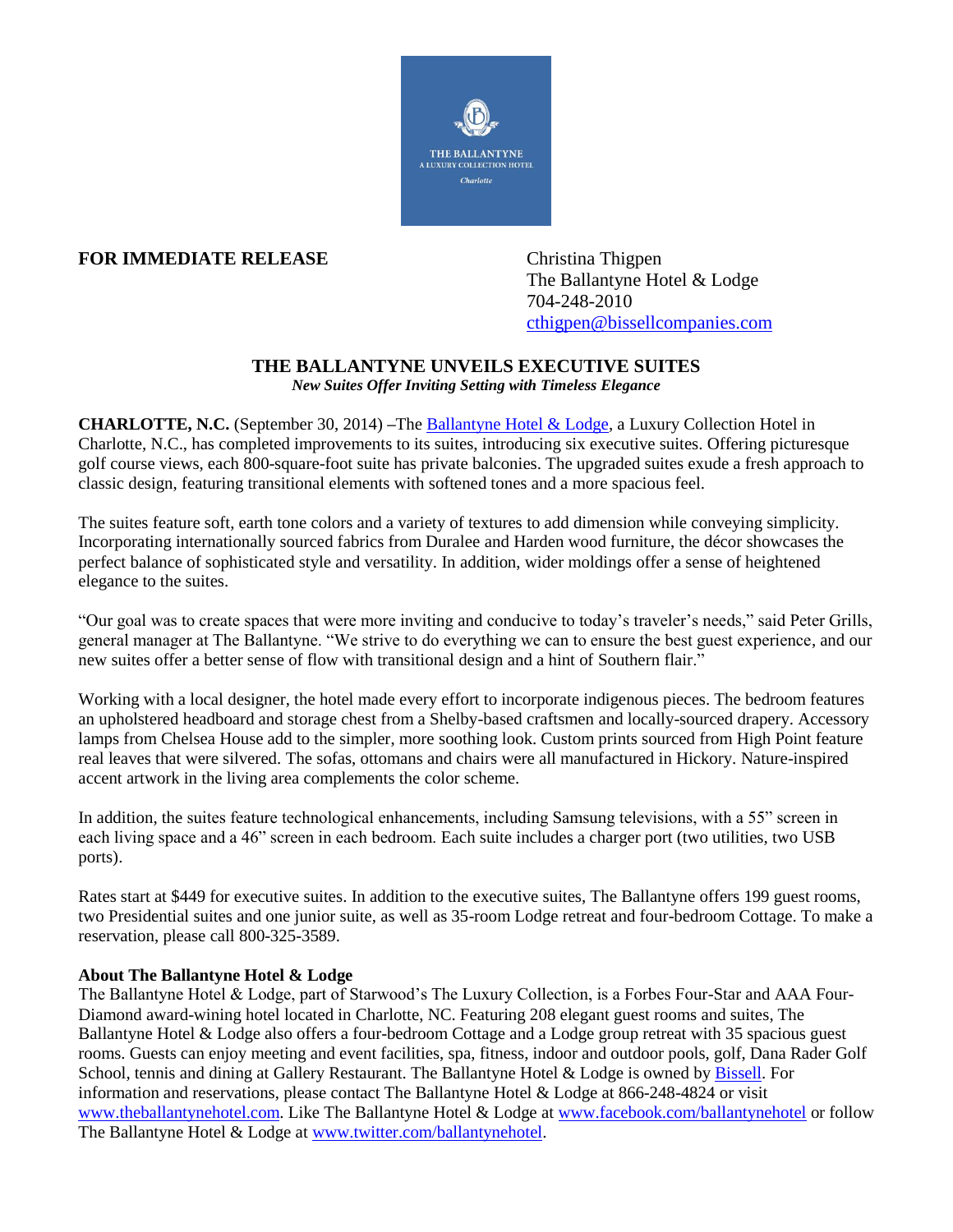THE BALLANTYNE
A LUXURY COLLECTION HOTEL
Charlotte

**FOR IMMEDIATE RELEASE**

Christina Thigpen
The Ballantyne Hotel & Lodge
704-248-2010
cthigpen@bissellcompanies.com

## THE BALLANTYNE UNVEILS EXECUTIVE SUITES

***New Suites Offer Inviting Setting with Timeless Elegance***

**CHARLOTTE, N.C.** (September 30, 2014) –The Ballantyne Hotel & Lodge, a Luxury Collection Hotel in Charlotte, N.C., has completed improvements to its suites, introducing six executive suites. Offering picturesque golf course views, each 800-square-foot suite has private balconies. The upgraded suites exude a fresh approach to classic design, featuring transitional elements with softened tones and a more spacious feel.

The suites feature soft, earth tone colors and a variety of textures to add dimension while conveying simplicity. Incorporating internationally sourced fabrics from Duralee and Harden wood furniture, the décor showcases the perfect balance of sophisticated style and versatility. In addition, wider moldings offer a sense of heightened elegance to the suites.

"Our goal was to create spaces that were more inviting and conducive to today's traveler's needs," said Peter Grills, general manager at The Ballantyne. "We strive to do everything we can to ensure the best guest experience, and our new suites offer a better sense of flow with transitional design and a hint of Southern flair."

Working with a local designer, the hotel made every effort to incorporate indigenous pieces. The bedroom features an upholstered headboard and storage chest from a Shelby-based craftsmen and locally-sourced drapery. Accessory lamps from Chelsea House add to the simpler, more soothing look. Custom prints sourced from High Point feature real leaves that were silvered. The sofas, ottomans and chairs were all manufactured in Hickory. Nature-inspired accent artwork in the living area complements the color scheme.

In addition, the suites feature technological enhancements, including Samsung televisions, with a 55" screen in each living space and a 46" screen in each bedroom. Each suite includes a charger port (two utilities, two USB ports).

Rates start at $449 for executive suites. In addition to the executive suites, The Ballantyne offers 199 guest rooms, two Presidential suites and one junior suite, as well as 35-room Lodge retreat and four-bedroom Cottage. To make a reservation, please call 800-325-3589.

**About The Ballantyne Hotel & Lodge**

The Ballantyne Hotel & Lodge, part of Starwood's The Luxury Collection, is a Forbes Four-Star and AAA Four-Diamond award-wining hotel located in Charlotte, NC. Featuring 208 elegant guest rooms and suites, The Ballantyne Hotel & Lodge also offers a four-bedroom Cottage and a Lodge group retreat with 35 spacious guest rooms. Guests can enjoy meeting and event facilities, spa, fitness, indoor and outdoor pools, golf, Dana Rader Golf School, tennis and dining at Gallery Restaurant. The Ballantyne Hotel & Lodge is owned by Bissell. For information and reservations, please contact The Ballantyne Hotel & Lodge at 866-248-4824 or visit www.theballantynehotel.com. Like The Ballantyne Hotel & Lodge at www.facebook.com/ballantynehotel or follow The Ballantyne Hotel & Lodge at www.twitter.com/ballantynehotel.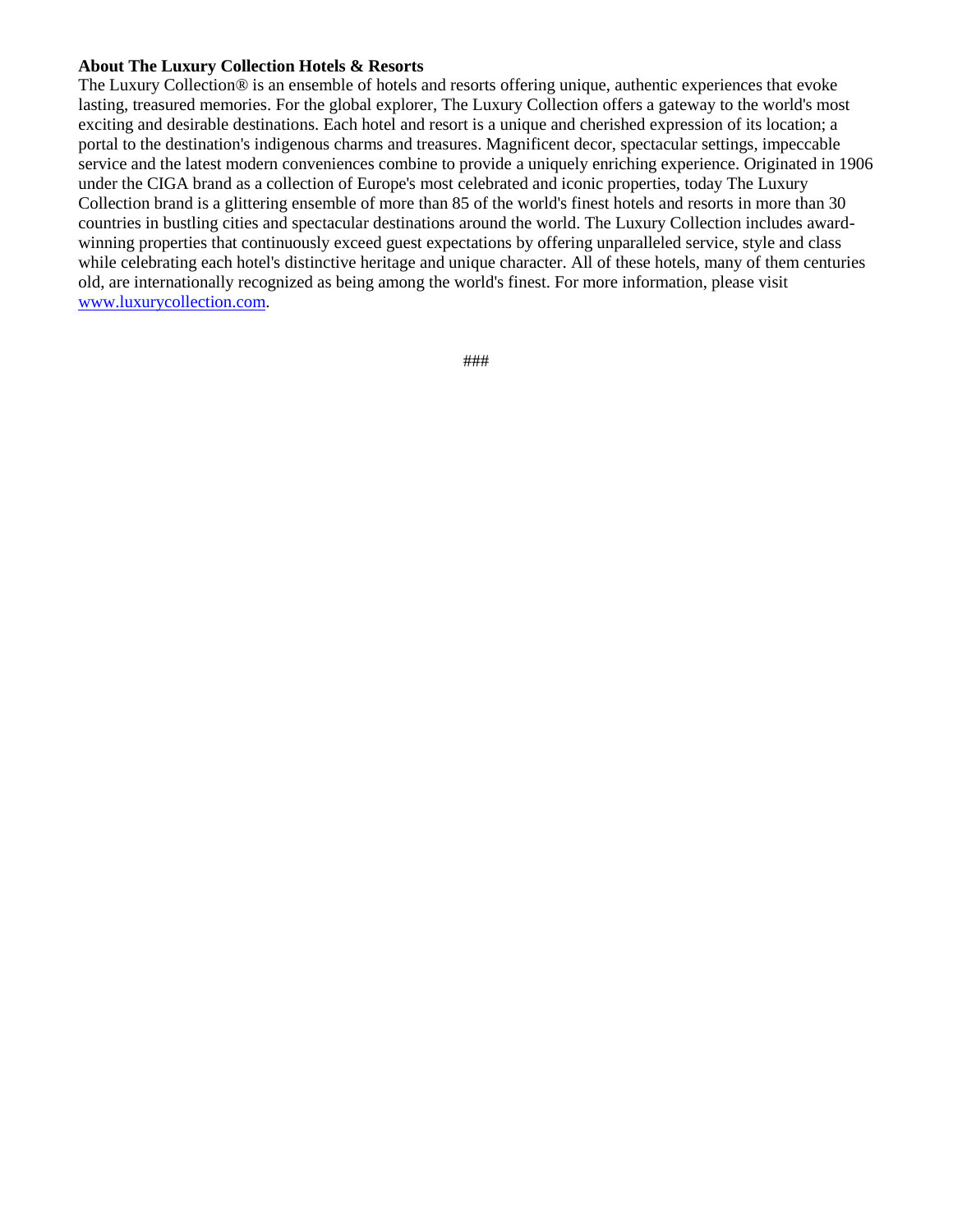**About The Luxury Collection Hotels & Resorts**

The Luxury Collection® is an ensemble of hotels and resorts offering unique, authentic experiences that evoke lasting, treasured memories. For the global explorer, The Luxury Collection offers a gateway to the world's most exciting and desirable destinations. Each hotel and resort is a unique and cherished expression of its location; a portal to the destination's indigenous charms and treasures. Magnificent decor, spectacular settings, impeccable service and the latest modern conveniences combine to provide a uniquely enriching experience. Originated in 1906 under the CIGA brand as a collection of Europe's most celebrated and iconic properties, today The Luxury Collection brand is a glittering ensemble of more than 85 of the world's finest hotels and resorts in more than 30 countries in bustling cities and spectacular destinations around the world. The Luxury Collection includes award-winning properties that continuously exceed guest expectations by offering unparalleled service, style and class while celebrating each hotel's distinctive heritage and unique character. All of these hotels, many of them centuries old, are internationally recognized as being among the world's finest. For more information, please visit www.luxurycollection.com.

###